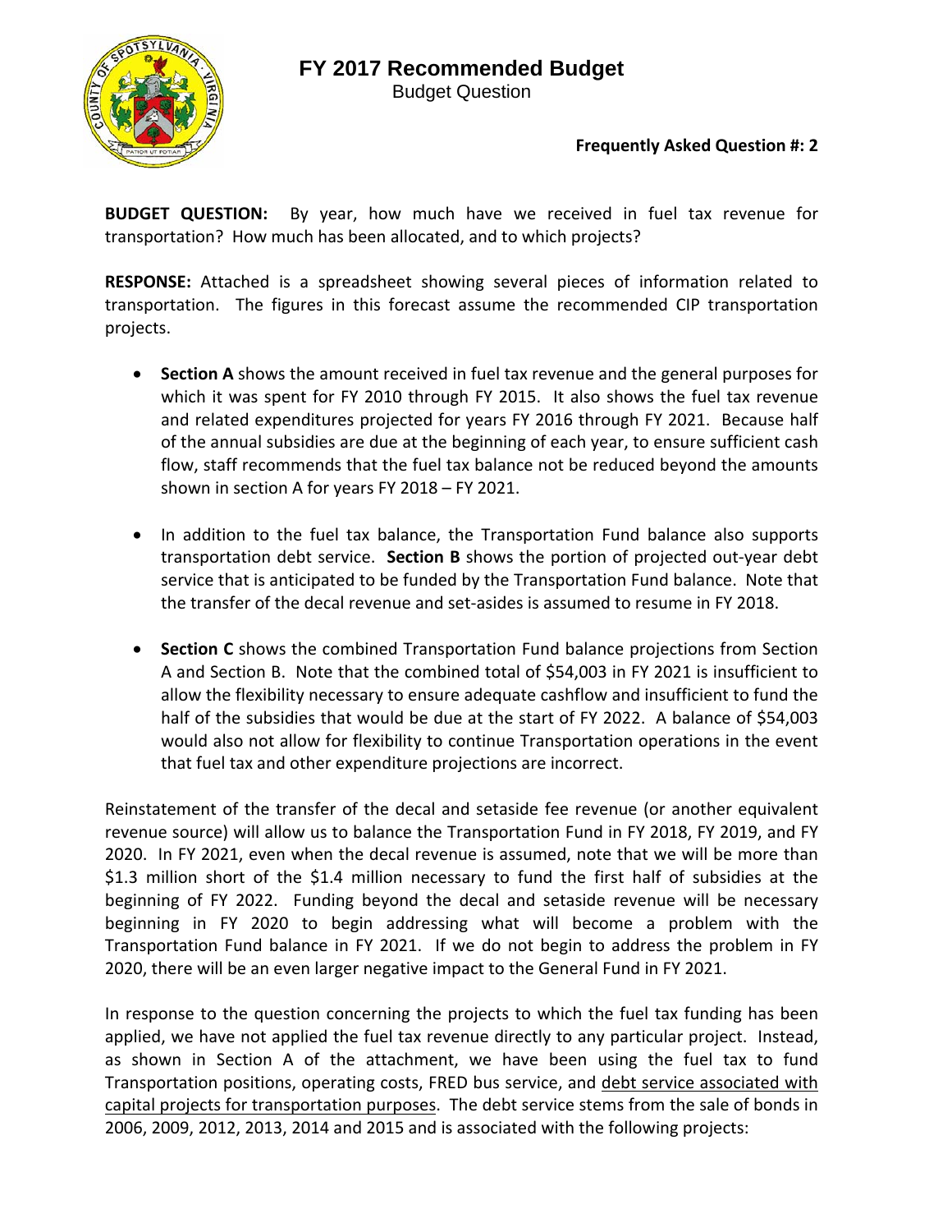# FY 2017 Recommended Budget

Budget Question

**Frequently Asked Question #: 2**

**BUDGET QUESTION:** By year, how much have we received in fuel tax revenue for transportation? How much has been allocated, and to which projects?

**RESPONSE:** Attached is a spreadsheet showing several pieces of information related to transportation. The figures in this forecast assume the recommended CIP transportation projects.

- **Section A** shows the amount received in fuel tax revenue and the general purposes for which it was spent for FY 2010 through FY 2015. It also shows the fuel tax revenue and related expenditures projected for years FY 2016 through FY 2021. Because half of the annual subsidies are due at the beginning of each year, to ensure sufficient cash flow, staff recommends that the fuel tax balance not be reduced beyond the amounts shown in section A for years FY 2018 – FY 2021.
- In addition to the fuel tax balance, the Transportation Fund balance also supports transportation debt service. **Section B** shows the portion of projected out-year debt service that is anticipated to be funded by the Transportation Fund balance. Note that the transfer of the decal revenue and set-asides is assumed to resume in FY 2018.
- **Section C** shows the combined Transportation Fund balance projections from Section A and Section B. Note that the combined total of $54,003 in FY 2021 is insufficient to allow the flexibility necessary to ensure adequate cashflow and insufficient to fund the half of the subsidies that would be due at the start of FY 2022. A balance of $54,003 would also not allow for flexibility to continue Transportation operations in the event that fuel tax and other expenditure projections are incorrect.

Reinstatement of the transfer of the decal and setaside fee revenue (or another equivalent revenue source) will allow us to balance the Transportation Fund in FY 2018, FY 2019, and FY 2020. In FY 2021, even when the decal revenue is assumed, note that we will be more than $1.3 million short of the $1.4 million necessary to fund the first half of subsidies at the beginning of FY 2022. Funding beyond the decal and setaside revenue will be necessary beginning in FY 2020 to begin addressing what will become a problem with the Transportation Fund balance in FY 2021. If we do not begin to address the problem in FY 2020, there will be an even larger negative impact to the General Fund in FY 2021.

In response to the question concerning the projects to which the fuel tax funding has been applied, we have not applied the fuel tax revenue directly to any particular project. Instead, as shown in Section A of the attachment, we have been using the fuel tax to fund Transportation positions, operating costs, FRED bus service, and debt service associated with capital projects for transportation purposes. The debt service stems from the sale of bonds in 2006, 2009, 2012, 2013, 2014 and 2015 and is associated with the following projects: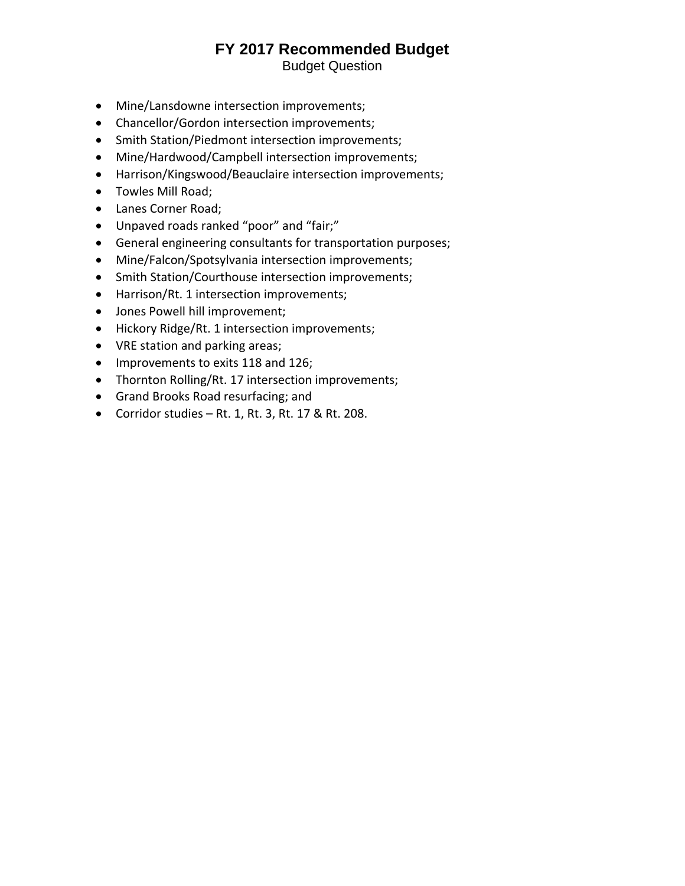- Mine/Lansdowne intersection improvements;
- Chancellor/Gordon intersection improvements;
- Smith Station/Piedmont intersection improvements;
- Mine/Hardwood/Campbell intersection improvements;
- Harrison/Kingswood/Beauclaire intersection improvements;
- Towles Mill Road;
- Lanes Corner Road;
- Unpaved roads ranked "poor" and "fair;"
- General engineering consultants for transportation purposes;
- Mine/Falcon/Spotsylvania intersection improvements;
- Smith Station/Courthouse intersection improvements;
- Harrison/Rt. 1 intersection improvements;
- Jones Powell hill improvement;
- Hickory Ridge/Rt. 1 intersection improvements;
- VRE station and parking areas;
- Improvements to exits 118 and 126;
- Thornton Rolling/Rt. 17 intersection improvements;
- Grand Brooks Road resurfacing; and
- Corridor studies – Rt. 1, Rt. 3, Rt. 17 & Rt. 208.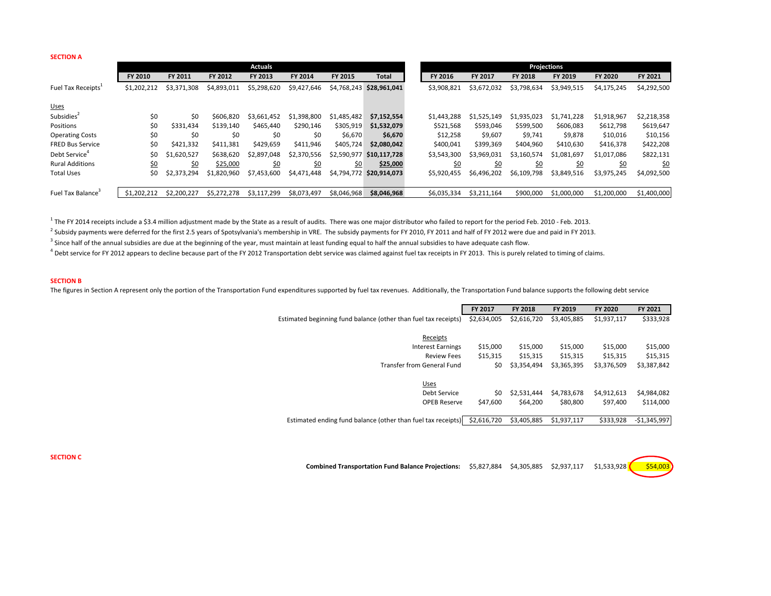**SECTION A**

| | Actuals | | | | | | | Projections | | | | | |
|---|---|---|---|---|---|---|---|---|---|---|---|---|---|
| | FY 2010 | FY 2011 | FY 2012 | FY 2013 | FY 2014 | FY 2015 | Total | FY 2016 | FY 2017 | FY 2018 | FY 2019 | FY 2020 | FY 2021 |
| Fuel Tax Receipts[1] | $1,202,212 | $3,371,308 | $4,893,011 | $5,298,620 | $9,427,646 | $4,768,243 | **$28,961,041** | $3,908,821 | $3,672,032 | $3,798,634 | $3,949,515 | $4,175,245 | $4,292,500 |
| Uses | | | | | | | | | | | | | |
| Subsidies[2] | $0 | $0 | $606,820 | $3,661,452 | $1,398,800 | $1,485,482 | **$7,152,554** | $1,443,288 | $1,525,149 | $1,935,023 | $1,741,228 | $1,918,967 | $2,218,358 |
| Positions | $0 | $331,434 | $139,140 | $465,440 | $290,146 | $305,919 | **$1,532,079** | $521,568 | $593,046 | $599,500 | $606,083 | $612,798 | $619,647 |
| Operating Costs | $0 | $0 | $0 | $0 | $0 | $6,670 | **$6,670** | $12,258 | $9,607 | $9,741 | $9,878 | $10,016 | $10,156 |
| FRED Bus Service | $0 | $421,332 | $411,381 | $429,659 | $411,946 | $405,724 | **$2,080,042** | $400,041 | $399,369 | $404,960 | $410,630 | $416,378 | $422,208 |
| Debt Service[4] | $0 | $1,620,527 | $638,620 | $2,897,048 | $2,370,556 | $2,590,977 | **$10,117,728** | $3,543,300 | $3,969,031 | $3,160,574 | $1,081,697 | $1,017,086 | $822,131 |
| Rural Additions | $0 | $0 | $25,000 | $0 | $0 | $0 | **$25,000** | $0 | $0 | $0 | $0 | $0 | $0 |
| Total Uses | $0 | $2,373,294 | $1,820,960 | $7,453,600 | $4,471,448 | $4,794,772 | **$20,914,073** | $5,920,455 | $6,496,202 | $6,109,798 | $3,849,516 | $3,975,245 | $4,092,500 |
| Fuel Tax Balance[3] | $1,202,212 | $2,200,227 | $5,272,278 | $3,117,299 | $8,073,497 | $8,046,968 | **$8,046,968** | $6,035,334 | $3,211,164 | $900,000 | $1,000,000 | $1,200,000 | $1,400,000 |

[1] The FY 2014 receipts include a $3.4 million adjustment made by the State as a result of audits. There was one major distributor who failed to report for the period Feb. 2010 - Feb. 2013.

[2] Subsidy payments were deferred for the first 2.5 years of Spotsylvania's membership in VRE. The subsidy payments for FY 2010, FY 2011 and half of FY 2012 were due and paid in FY 2013.

[3] Since half of the annual subsidies are due at the beginning of the year, must maintain at least funding equal to half the annual subsidies to have adequate cash flow.

[4] Debt service for FY 2012 appears to decline because part of the FY 2012 Transportation debt service was claimed against fuel tax receipts in FY 2013. This is purely related to timing of claims.

**SECTION B**

The figures in Section A represent only the portion of the Transportation Fund expenditures supported by fuel tax revenues. Additionally, the Transportation Fund balance supports the following debt service

| | FY 2017 | FY 2018 | FY 2019 | FY 2020 | FY 2021 |
|---|---|---|---|---|---|
| Estimated beginning fund balance (other than fuel tax receipts) | $2,634,005 | $2,616,720 | $3,405,885 | $1,937,117 | $333,928 |
| Receipts | | | | | |
| Interest Earnings | $15,000 | $15,000 | $15,000 | $15,000 | $15,000 |
| Review Fees | $15,315 | $15,315 | $15,315 | $15,315 | $15,315 |
| Transfer from General Fund | $0 | $3,354,494 | $3,365,395 | $3,376,509 | $3,387,842 |
| Uses | | | | | |
| Debt Service | $0 | $2,531,444 | $4,783,678 | $4,912,613 | $4,984,082 |
| OPEB Reserve | $47,600 | $64,200 | $80,800 | $97,400 | $114,000 |
| Estimated ending fund balance (other than fuel tax receipts) | $2,616,720 | $3,405,885 | $1,937,117 | $333,928 | -$1,345,997 |

**SECTION C**

| | | | | | |
|---|---|---|---|---|---|
| **Combined Transportation Fund Balance Projections:** | $5,827,884 | $4,305,885 | $2,937,117 | $1,533,928 | $54,003 |